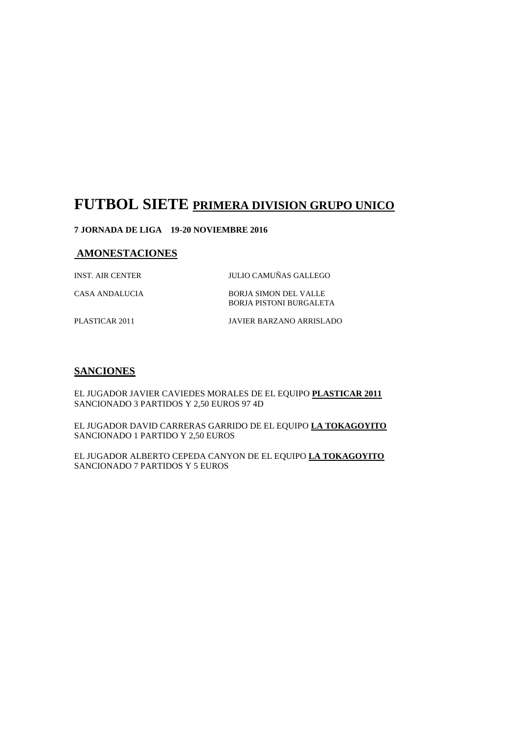# FUTBOL SIETE <u>PRIMERA DIVISION GRUPO UNICO</u>

**7 JORNADA DE LIGA 19-20 NOVIEMBRE 2016**

## AMONESTACIONES

| | |
|---|---|
| INST. AIR CENTER | JULIO CAMUÑAS GALLEGO |
| CASA ANDALUCIA | BORJA SIMON DEL VALLE<br>BORJA PISTONI BURGALETA |
| PLASTICAR 2011 | JAVIER BARZANO ARRISLADO |

## SANCIONES

EL JUGADOR JAVIER CAVIEDES MORALES DE EL EQUIPO **PLASTICAR 2011**
SANCIONADO 3 PARTIDOS Y 2,50 EUROS 97 4D

EL JUGADOR DAVID CARRERAS GARRIDO DE EL EQUIPO **LA TOKAGOYITO**
SANCIONADO 1 PARTIDO Y 2,50 EUROS

EL JUGADOR ALBERTO CEPEDA CANYON DE EL EQUIPO **LA TOKAGOYITO**
SANCIONADO 7 PARTIDOS Y 5 EUROS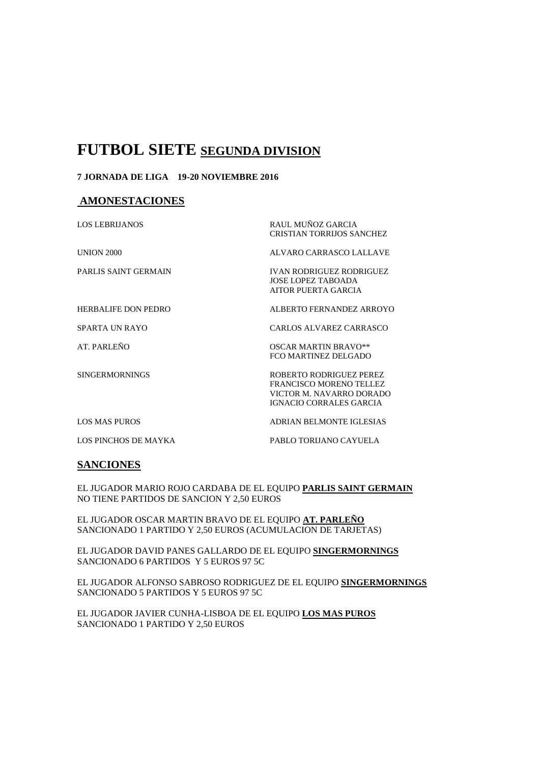# FUTBOL SIETE <u>SEGUNDA DIVISION</u>

**7 JORNADA DE LIGA 19-20 NOVIEMBRE 2016**

## <u>AMONESTACIONES</u>

| | |
|---|---|
| LOS LEBRIJANOS | RAUL MUÑOZ GARCIA<br>CRISTIAN TORRIJOS SANCHEZ |
| UNION 2000 | ALVARO CARRASCO LALLAVE |
| PARLIS SAINT GERMAIN | IVAN RODRIGUEZ RODRIGUEZ<br>JOSE LOPEZ TABOADA<br>AITOR PUERTA GARCIA |
| HERBALIFE DON PEDRO | ALBERTO FERNANDEZ ARROYO |
| SPARTA UN RAYO | CARLOS ALVAREZ CARRASCO |
| AT. PARLEÑO | OSCAR MARTIN BRAVO**<br>FCO MARTINEZ DELGADO |
| SINGERMORNINGS | ROBERTO RODRIGUEZ PEREZ<br>FRANCISCO MORENO TELLEZ<br>VICTOR M. NAVARRO DORADO<br>IGNACIO CORRALES GARCIA |
| LOS MAS PUROS | ADRIAN BELMONTE IGLESIAS |
| LOS PINCHOS DE MAYKA | PABLO TORIJANO CAYUELA |

## <u>SANCIONES</u>

EL JUGADOR MARIO ROJO CARDABA DE EL EQUIPO **<u>PARLIS SAINT GERMAIN</u>** NO TIENE PARTIDOS DE SANCION Y 2,50 EUROS

EL JUGADOR OSCAR MARTIN BRAVO DE EL EQUIPO **<u>AT. PARLEÑO</u>** SANCIONADO 1 PARTIDO Y 2,50 EUROS (ACUMULACION DE TARJETAS)

EL JUGADOR DAVID PANES GALLARDO DE EL EQUIPO **<u>SINGERMORNINGS</u>** SANCIONADO 6 PARTIDOS Y 5 EUROS 97 5C

EL JUGADOR ALFONSO SABROSO RODRIGUEZ DE EL EQUIPO **<u>SINGERMORNINGS</u>** SANCIONADO 5 PARTIDOS Y 5 EUROS 97 5C

EL JUGADOR JAVIER CUNHA-LISBOA DE EL EQUIPO **<u>LOS MAS PUROS</u>** SANCIONADO 1 PARTIDO Y 2,50 EUROS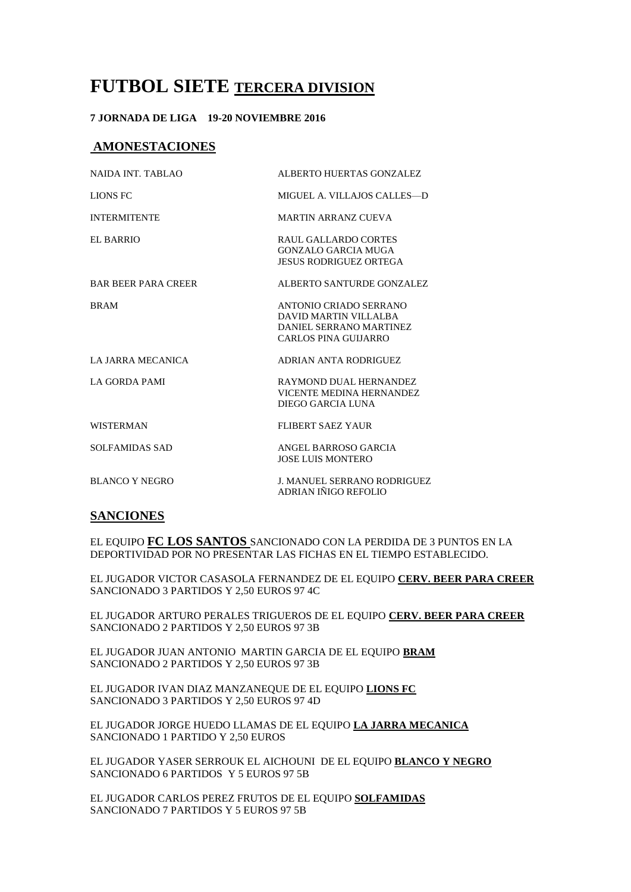# FUTBOL SIETE <u>TERCERA DIVISION</u>

**7 JORNADA DE LIGA 19-20 NOVIEMBRE 2016**

## AMONESTACIONES

| | |
|---|---|
| NAIDA INT. TABLAO | ALBERTO HUERTAS GONZALEZ |
| LIONS FC | MIGUEL A. VILLAJOS CALLES—D |
| INTERMITENTE | MARTIN ARRANZ CUEVA |
| EL BARRIO | RAUL GALLARDO CORTES<br>GONZALO GARCIA MUGA<br>JESUS RODRIGUEZ ORTEGA |
| BAR BEER PARA CREER | ALBERTO SANTURDE GONZALEZ |
| BRAM | ANTONIO CRIADO SERRANO<br>DAVID MARTIN VILLALBA<br>DANIEL SERRANO MARTINEZ<br>CARLOS PINA GUIJARRO |
| LA JARRA MECANICA | ADRIAN ANTA RODRIGUEZ |
| LA GORDA PAMI | RAYMOND DUAL HERNANDEZ<br>VICENTE MEDINA HERNANDEZ<br>DIEGO GARCIA LUNA |
| WISTERMAN | FLIBERT SAEZ YAUR |
| SOLFAMIDAS SAD | ANGEL BARROSO GARCIA<br>JOSE LUIS MONTERO |
| BLANCO Y NEGRO | J. MANUEL SERRANO RODRIGUEZ<br>ADRIAN IÑIGO REFOLIO |

## SANCIONES

EL EQUIPO **FC LOS SANTOS** SANCIONADO CON LA PERDIDA DE 3 PUNTOS EN LA DEPORTIVIDAD POR NO PRESENTAR LAS FICHAS EN EL TIEMPO ESTABLECIDO.

EL JUGADOR VICTOR CASASOLA FERNANDEZ DE EL EQUIPO **CERV. BEER PARA CREER** SANCIONADO 3 PARTIDOS Y 2,50 EUROS 97 4C

EL JUGADOR ARTURO PERALES TRIGUEROS DE EL EQUIPO **CERV. BEER PARA CREER** SANCIONADO 2 PARTIDOS Y 2,50 EUROS 97 3B

EL JUGADOR JUAN ANTONIO MARTIN GARCIA DE EL EQUIPO **BRAM** SANCIONADO 2 PARTIDOS Y 2,50 EUROS 97 3B

EL JUGADOR IVAN DIAZ MANZANEQUE DE EL EQUIPO **LIONS FC** SANCIONADO 3 PARTIDOS Y 2,50 EUROS 97 4D

EL JUGADOR JORGE HUEDO LLAMAS DE EL EQUIPO **LA JARRA MECANICA** SANCIONADO 1 PARTIDO Y 2,50 EUROS

EL JUGADOR YASER SERROUK EL AICHOUNI DE EL EQUIPO **BLANCO Y NEGRO** SANCIONADO 6 PARTIDOS Y 5 EUROS 97 5B

EL JUGADOR CARLOS PEREZ FRUTOS DE EL EQUIPO **SOLFAMIDAS** SANCIONADO 7 PARTIDOS Y 5 EUROS 97 5B